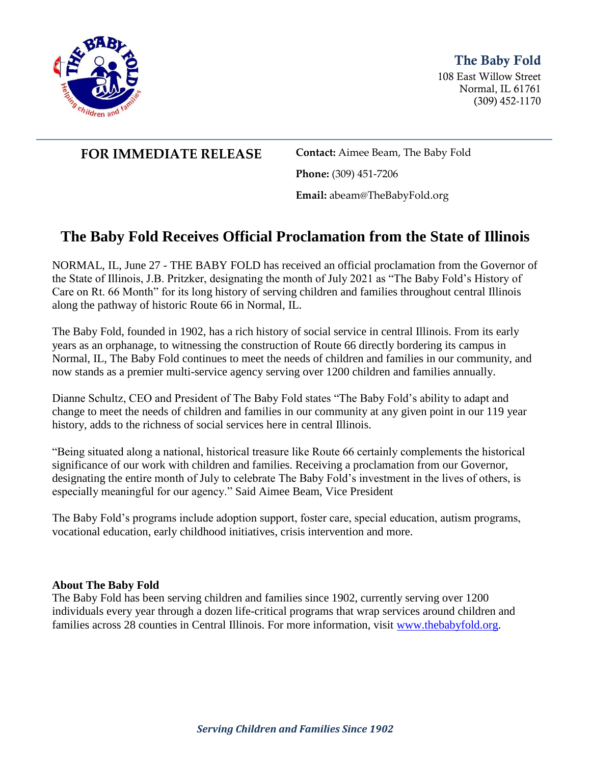**The Baby Fold**
108 East Willow Street
Normal, IL 61761
(309) 452-1170

**FOR IMMEDIATE RELEASE**

**Contact:** Aimee Beam, The Baby Fold

**Phone:** (309) 451-7206

**Email:** abeam@TheBabyFold.org

# The Baby Fold Receives Official Proclamation from the State of Illinois

NORMAL, IL, June 27 - THE BABY FOLD has received an official proclamation from the Governor of the State of Illinois, J.B. Pritzker, designating the month of July 2021 as "The Baby Fold's History of Care on Rt. 66 Month" for its long history of serving children and families throughout central Illinois along the pathway of historic Route 66 in Normal, IL.

The Baby Fold, founded in 1902, has a rich history of social service in central Illinois. From its early years as an orphanage, to witnessing the construction of Route 66 directly bordering its campus in Normal, IL, The Baby Fold continues to meet the needs of children and families in our community, and now stands as a premier multi-service agency serving over 1200 children and families annually.

Dianne Schultz, CEO and President of The Baby Fold states "The Baby Fold's ability to adapt and change to meet the needs of children and families in our community at any given point in our 119 year history, adds to the richness of social services here in central Illinois.

"Being situated along a national, historical treasure like Route 66 certainly complements the historical significance of our work with children and families. Receiving a proclamation from our Governor, designating the entire month of July to celebrate The Baby Fold's investment in the lives of others, is especially meaningful for our agency." Said Aimee Beam, Vice President

The Baby Fold's programs include adoption support, foster care, special education, autism programs, vocational education, early childhood initiatives, crisis intervention and more.

**About The Baby Fold**
The Baby Fold has been serving children and families since 1902, currently serving over 1200 individuals every year through a dozen life-critical programs that wrap services around children and families across 28 counties in Central Illinois. For more information, visit www.thebabyfold.org.

***Serving Children and Families Since 1902***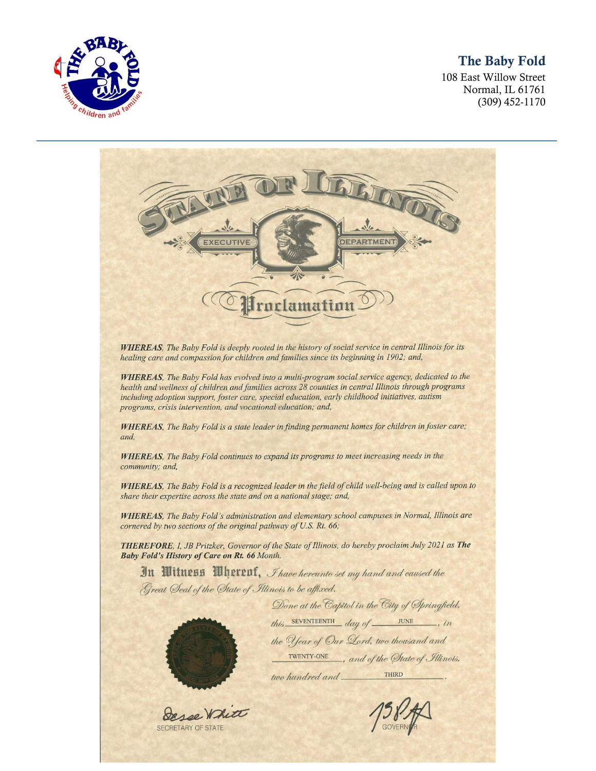**The Baby Fold**
108 East Willow Street
Normal, IL 61761
(309) 452-1170

---

# STATE OF ILLINOIS

EXECUTIVE DEPARTMENT

## Proclamation

***WHEREAS**, The Baby Fold is deeply rooted in the history of social service in central Illinois for its healing care and compassion for children and families since its beginning in 1902; and,*

***WHEREAS**, The Baby Fold has evolved into a multi-program social service agency, dedicated to the health and wellness of children and families across 28 counties in central Illinois through programs including adoption support, foster care, special education, early childhood initiatives, autism programs, crisis intervention, and vocational education; and,*

***WHEREAS**, The Baby Fold is a state leader in finding permanent homes for children in foster care; and,*

***WHEREAS**, The Baby Fold continues to expand its programs to meet increasing needs in the community; and,*

***WHEREAS**, The Baby Fold is a recognized leader in the field of child well-being and is called upon to share their expertise across the state and on a national stage; and,*

***WHEREAS**, The Baby Fold's administration and elementary school campuses in Normal, Illinois are cornered by two sections of the original pathway of U.S. Rt. 66;*

***THEREFORE**, I, JB Pritzker, Governor of the State of Illinois, do hereby proclaim July 2021 as **The Baby Fold's History of Care on Rt. 66** Month.*

**In Witness Whereof,** *I have hereunto set my hand and caused the Great Seal of the State of Illinois to be affixed.*

*Done at the Capitol in the City of Springfield, this* SEVENTEENTH *day of* JUNE*, in the Year of Our Lord, two thousand and* TWENTY-ONE*, and of the State of Illinois, two hundred and* THIRD.

Jesse White
SECRETARY OF STATE

JBP
GOVERNOR